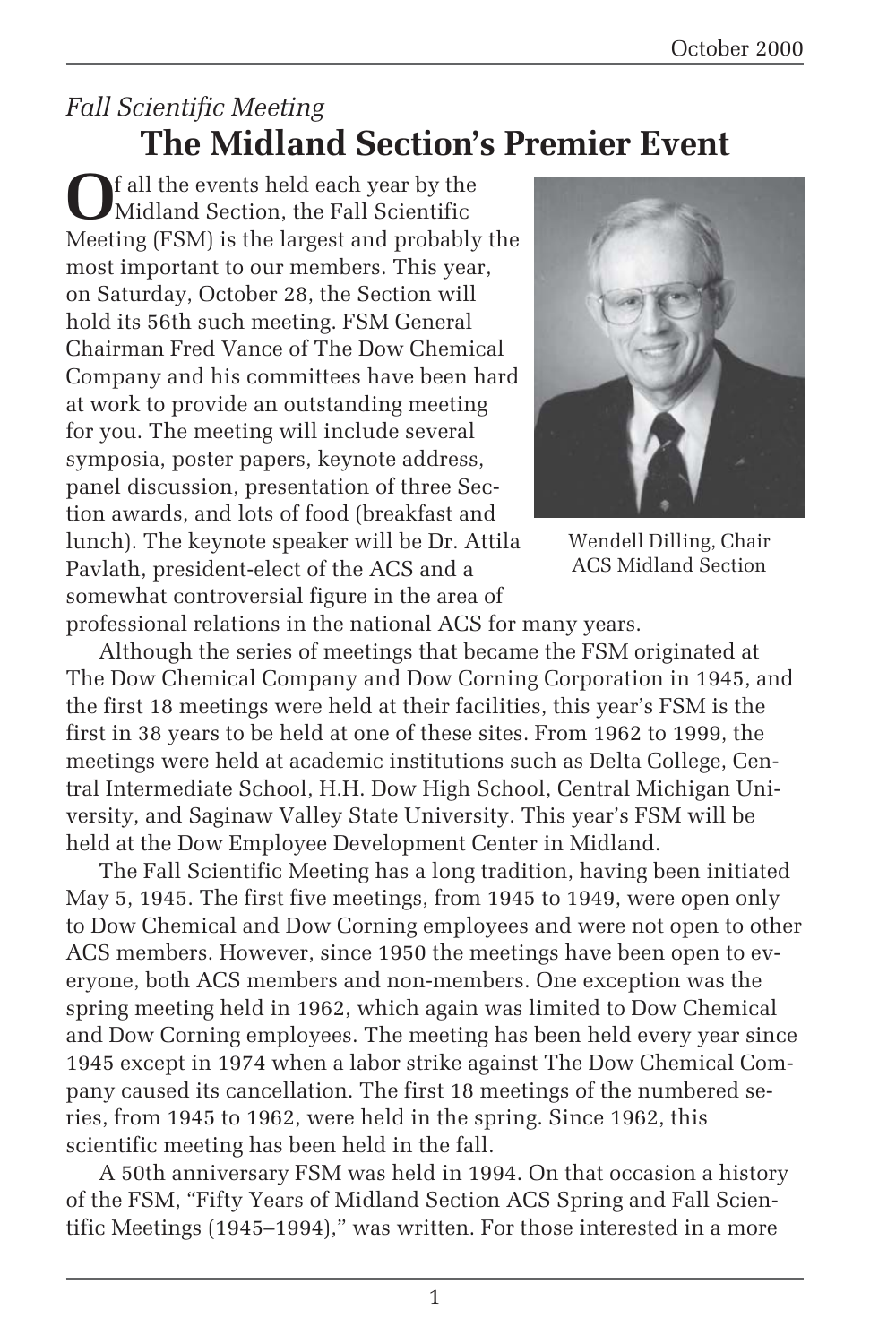*Fall Scientific Meeting*

# The Midland Section's Premier Event

Of all the events held each year by the Midland Section, the Fall Scientific Meeting (FSM) is the largest and probably the most important to our members. This year, on Saturday, October 28, the Section will hold its 56th such meeting. FSM General Chairman Fred Vance of The Dow Chemical Company and his committees have been hard at work to provide an outstanding meeting for you. The meeting will include several symposia, poster papers, keynote address, panel discussion, presentation of three Section awards, and lots of food (breakfast and lunch). The keynote speaker will be Dr. Attila Pavlath, president-elect of the ACS and a somewhat controversial figure in the area of professional relations in the national ACS for many years.

Wendell Dilling, Chair ACS Midland Section

Although the series of meetings that became the FSM originated at The Dow Chemical Company and Dow Corning Corporation in 1945, and the first 18 meetings were held at their facilities, this year's FSM is the first in 38 years to be held at one of these sites. From 1962 to 1999, the meetings were held at academic institutions such as Delta College, Central Intermediate School, H.H. Dow High School, Central Michigan University, and Saginaw Valley State University. This year's FSM will be held at the Dow Employee Development Center in Midland.

The Fall Scientific Meeting has a long tradition, having been initiated May 5, 1945. The first five meetings, from 1945 to 1949, were open only to Dow Chemical and Dow Corning employees and were not open to other ACS members. However, since 1950 the meetings have been open to everyone, both ACS members and non-members. One exception was the spring meeting held in 1962, which again was limited to Dow Chemical and Dow Corning employees. The meeting has been held every year since 1945 except in 1974 when a labor strike against The Dow Chemical Company caused its cancellation. The first 18 meetings of the numbered series, from 1945 to 1962, were held in the spring. Since 1962, this scientific meeting has been held in the fall.

A 50th anniversary FSM was held in 1994. On that occasion a history of the FSM, "Fifty Years of Midland Section ACS Spring and Fall Scientific Meetings (1945–1994)," was written. For those interested in a more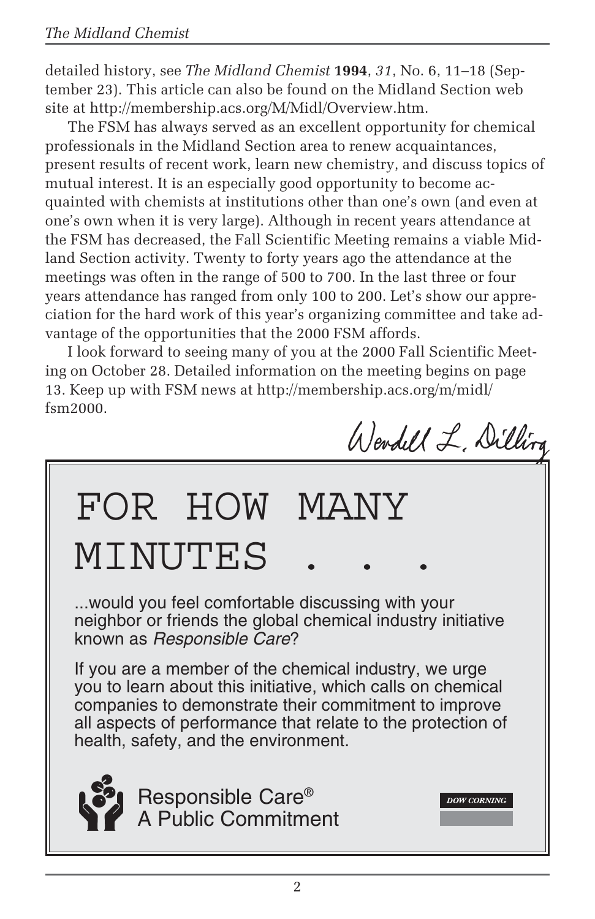detailed history, see *The Midland Chemist* **1994**, *31*, No. 6, 11–18 (September 23). This article can also be found on the Midland Section web site at http://membership.acs.org/M/Midl/Overview.htm.

The FSM has always served as an excellent opportunity for chemical professionals in the Midland Section area to renew acquaintances, present results of recent work, learn new chemistry, and discuss topics of mutual interest. It is an especially good opportunity to become acquainted with chemists at institutions other than one's own (and even at one's own when it is very large). Although in recent years attendance at the FSM has decreased, the Fall Scientific Meeting remains a viable Midland Section activity. Twenty to forty years ago the attendance at the meetings was often in the range of 500 to 700. In the last three or four years attendance has ranged from only 100 to 200. Let's show our appreciation for the hard work of this year's organizing committee and take advantage of the opportunities that the 2000 FSM affords.

I look forward to seeing many of you at the 2000 Fall Scientific Meeting on October 28. Detailed information on the meeting begins on page 13. Keep up with FSM news at http://membership.acs.org/m/midl/fsm2000.

Wendell L. Dilling

# FOR HOW MANY MINUTES . . .

...would you feel comfortable discussing with your neighbor or friends the global chemical industry initiative known as *Responsible Care*?

If you are a member of the chemical industry, we urge you to learn about this initiative, which calls on chemical companies to demonstrate their commitment to improve all aspects of performance that relate to the protection of health, safety, and the environment.

Responsible Care®
A Public Commitment

DOW CORNING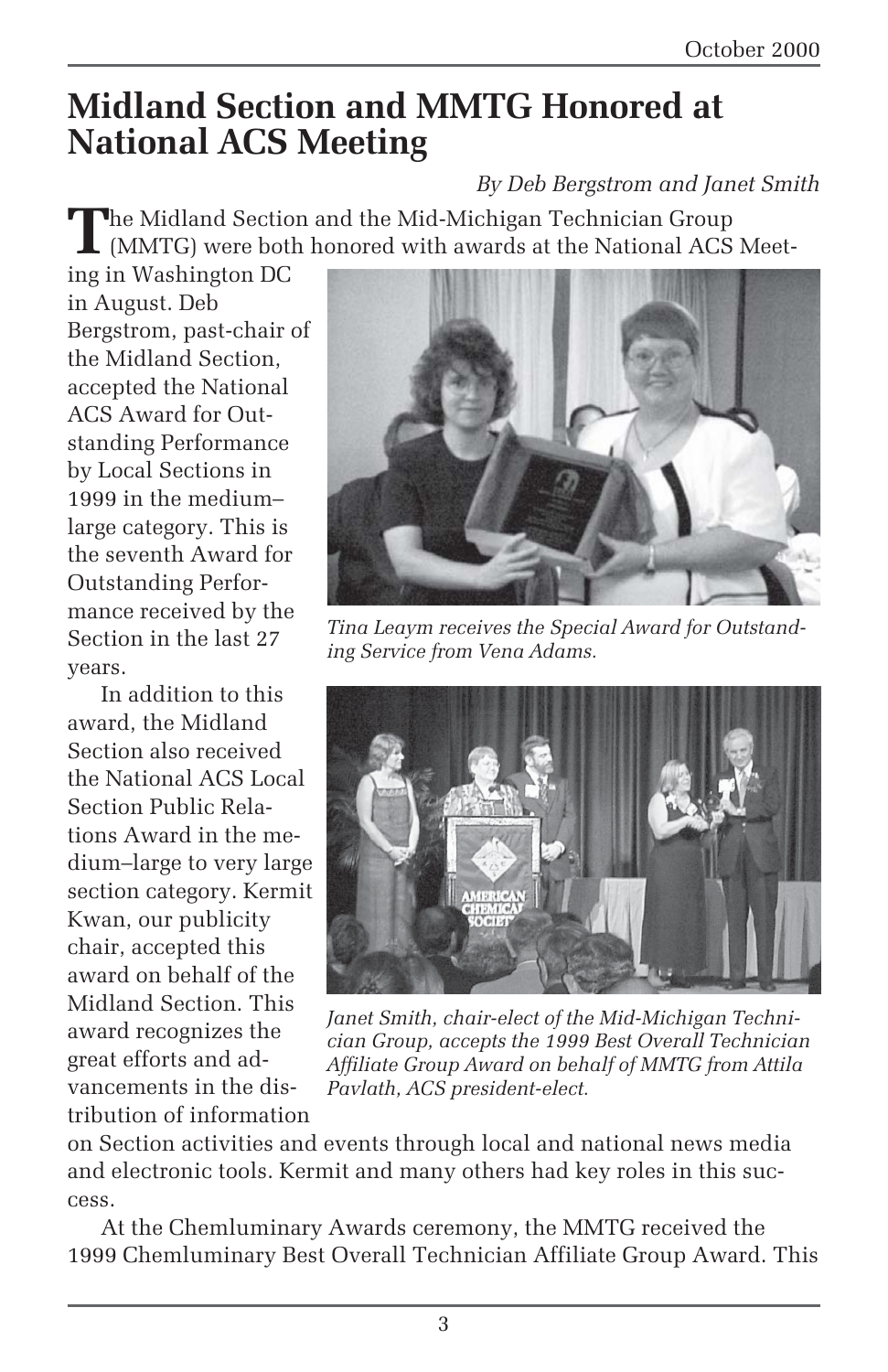# Midland Section and MMTG Honored at National ACS Meeting

*By Deb Bergstrom and Janet Smith*

The Midland Section and the Mid-Michigan Technician Group (MMTG) were both honored with awards at the National ACS Meeting in Washington DC in August. Deb Bergstrom, past-chair of the Midland Section, accepted the National ACS Award for Outstanding Performance by Local Sections in 1999 in the medium–large category. This is the seventh Award for Outstanding Performance received by the Section in the last 27 years.

*Tina Leaym receives the Special Award for Outstanding Service from Vena Adams.*

*Janet Smith, chair-elect of the Mid-Michigan Technician Group, accepts the 1999 Best Overall Technician Affiliate Group Award on behalf of MMTG from Attila Pavlath, ACS president-elect.*

In addition to this award, the Midland Section also received the National ACS Local Section Public Relations Award in the medium–large to very large section category. Kermit Kwan, our publicity chair, accepted this award on behalf of the Midland Section. This award recognizes the great efforts and advancements in the distribution of information on Section activities and events through local and national news media and electronic tools. Kermit and many others had key roles in this success.

At the Chemluminary Awards ceremony, the MMTG received the 1999 Chemluminary Best Overall Technician Affiliate Group Award. This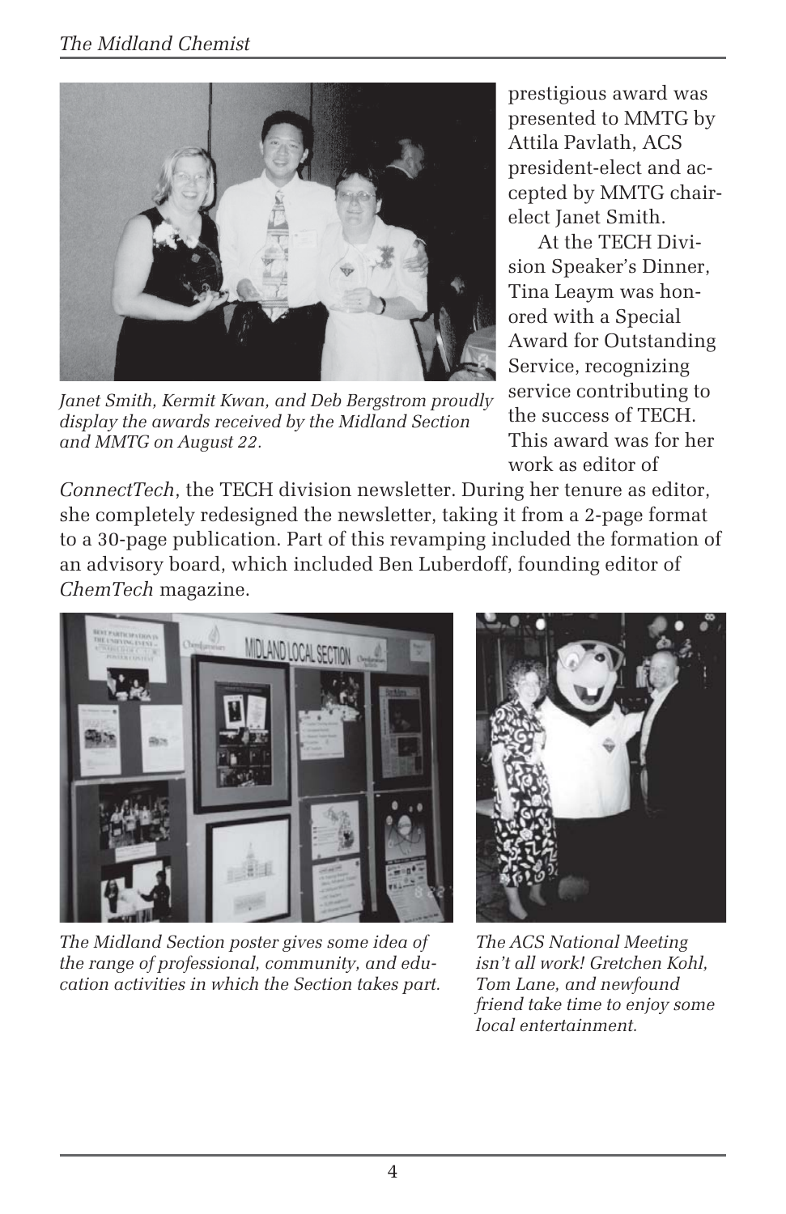*Janet Smith, Kermit Kwan, and Deb Bergstrom proudly display the awards received by the Midland Section and MMTG on August 22.*

prestigious award was presented to MMTG by Attila Pavlath, ACS president-elect and accepted by MMTG chair-elect Janet Smith.

At the TECH Division Speaker's Dinner, Tina Leaym was honored with a Special Award for Outstanding Service, recognizing service contributing to the success of TECH. This award was for her work as editor of *ConnectTech*, the TECH division newsletter. During her tenure as editor, she completely redesigned the newsletter, taking it from a 2-page format to a 30-page publication. Part of this revamping included the formation of an advisory board, which included Ben Luberdoff, founding editor of *ChemTech* magazine.

*The Midland Section poster gives some idea of the range of professional, community, and education activities in which the Section takes part.*

*The ACS National Meeting isn't all work! Gretchen Kohl, Tom Lane, and newfound friend take time to enjoy some local entertainment.*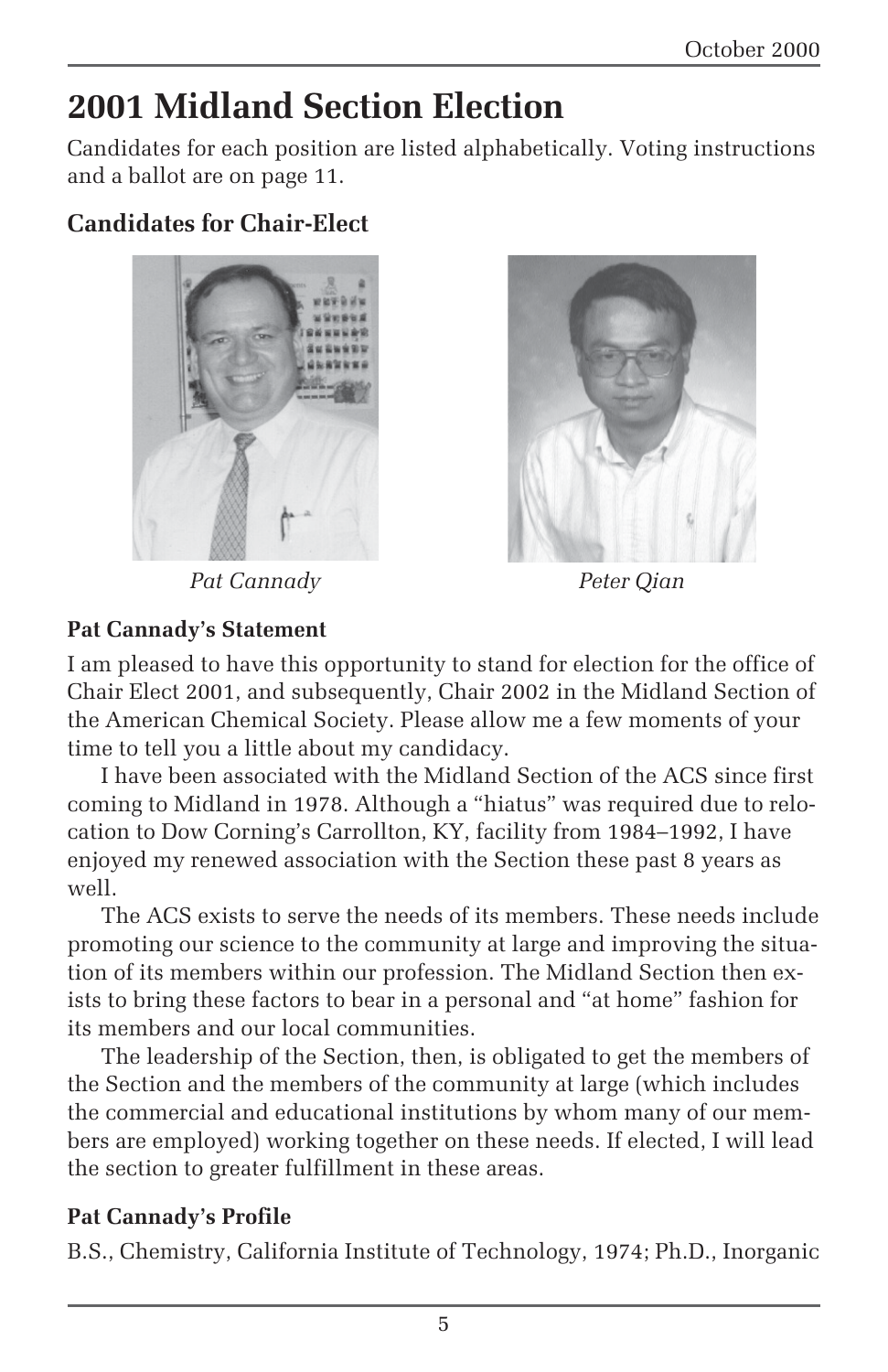# 2001 Midland Section Election

Candidates for each position are listed alphabetically. Voting instructions and a ballot are on page 11.

### Candidates for Chair-Elect

*Pat Cannady*

*Peter Qian*

#### Pat Cannady's Statement

I am pleased to have this opportunity to stand for election for the office of Chair Elect 2001, and subsequently, Chair 2002 in the Midland Section of the American Chemical Society. Please allow me a few moments of your time to tell you a little about my candidacy.

I have been associated with the Midland Section of the ACS since first coming to Midland in 1978. Although a "hiatus" was required due to relocation to Dow Corning's Carrollton, KY, facility from 1984–1992, I have enjoyed my renewed association with the Section these past 8 years as well.

The ACS exists to serve the needs of its members. These needs include promoting our science to the community at large and improving the situation of its members within our profession. The Midland Section then exists to bring these factors to bear in a personal and "at home" fashion for its members and our local communities.

The leadership of the Section, then, is obligated to get the members of the Section and the members of the community at large (which includes the commercial and educational institutions by whom many of our members are employed) working together on these needs. If elected, I will lead the section to greater fulfillment in these areas.

#### Pat Cannady's Profile

B.S., Chemistry, California Institute of Technology, 1974; Ph.D., Inorganic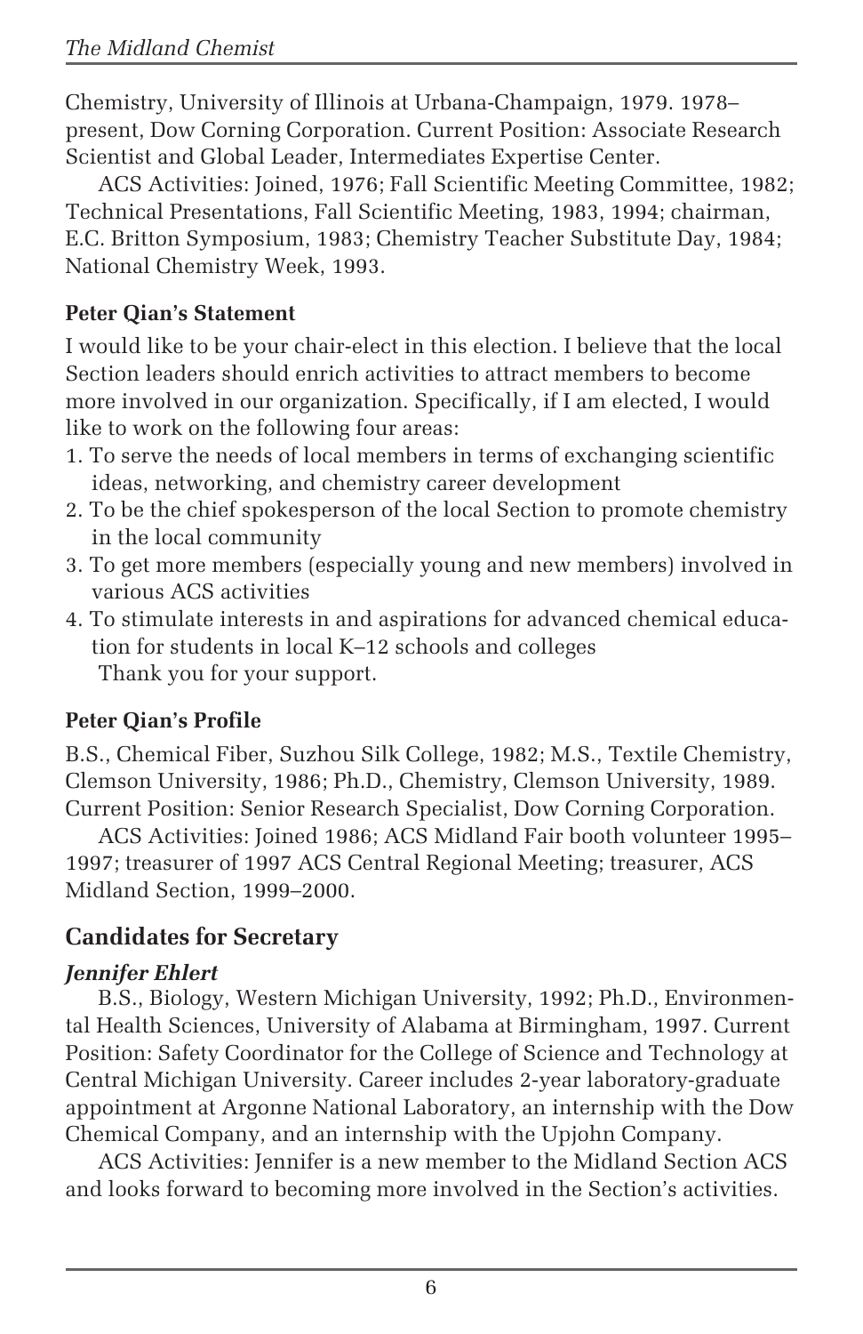Chemistry, University of Illinois at Urbana-Champaign, 1979. 1978–present, Dow Corning Corporation. Current Position: Associate Research Scientist and Global Leader, Intermediates Expertise Center.

ACS Activities: Joined, 1976; Fall Scientific Meeting Committee, 1982; Technical Presentations, Fall Scientific Meeting, 1983, 1994; chairman, E.C. Britton Symposium, 1983; Chemistry Teacher Substitute Day, 1984; National Chemistry Week, 1993.

**Peter Qian's Statement**

I would like to be your chair-elect in this election. I believe that the local Section leaders should enrich activities to attract members to become more involved in our organization. Specifically, if I am elected, I would like to work on the following four areas:

1. To serve the needs of local members in terms of exchanging scientific ideas, networking, and chemistry career development
2. To be the chief spokesperson of the local Section to promote chemistry in the local community
3. To get more members (especially young and new members) involved in various ACS activities
4. To stimulate interests in and aspirations for advanced chemical education for students in local K–12 schools and colleges

Thank you for your support.

**Peter Qian's Profile**

B.S., Chemical Fiber, Suzhou Silk College, 1982; M.S., Textile Chemistry, Clemson University, 1986; Ph.D., Chemistry, Clemson University, 1989. Current Position: Senior Research Specialist, Dow Corning Corporation.

ACS Activities: Joined 1986; ACS Midland Fair booth volunteer 1995–1997; treasurer of 1997 ACS Central Regional Meeting; treasurer, ACS Midland Section, 1999–2000.

## Candidates for Secretary

***Jennifer Ehlert***

B.S., Biology, Western Michigan University, 1992; Ph.D., Environmental Health Sciences, University of Alabama at Birmingham, 1997. Current Position: Safety Coordinator for the College of Science and Technology at Central Michigan University. Career includes 2-year laboratory-graduate appointment at Argonne National Laboratory, an internship with the Dow Chemical Company, and an internship with the Upjohn Company.

ACS Activities: Jennifer is a new member to the Midland Section ACS and looks forward to becoming more involved in the Section's activities.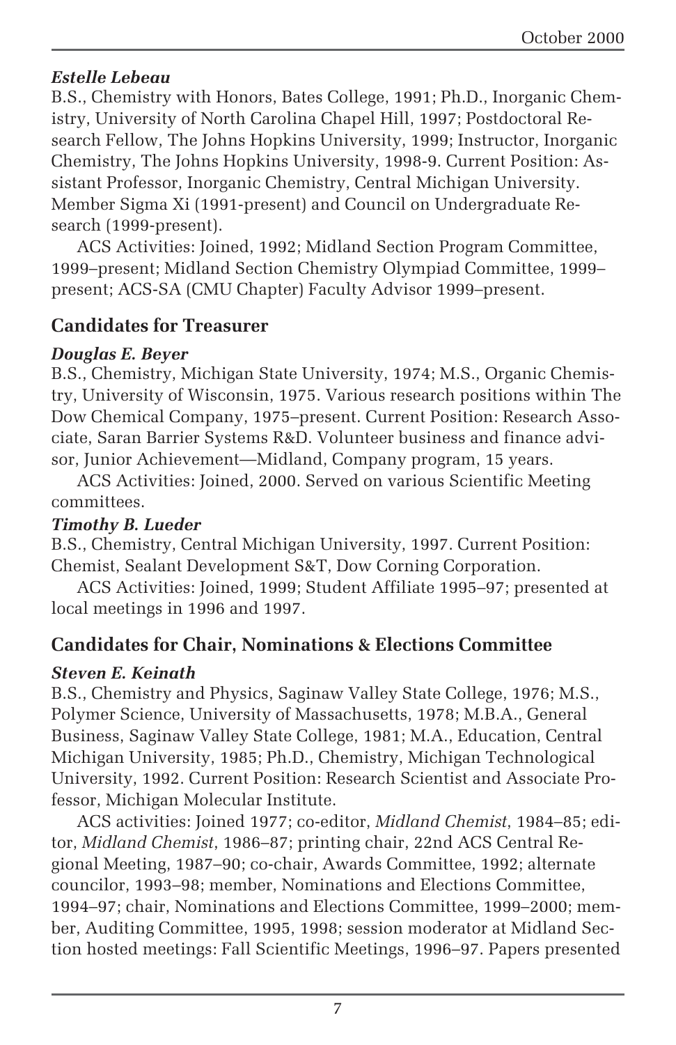*Estelle Lebeau*

B.S., Chemistry with Honors, Bates College, 1991; Ph.D., Inorganic Chemistry, University of North Carolina Chapel Hill, 1997; Postdoctoral Research Fellow, The Johns Hopkins University, 1999; Instructor, Inorganic Chemistry, The Johns Hopkins University, 1998-9. Current Position: Assistant Professor, Inorganic Chemistry, Central Michigan University. Member Sigma Xi (1991-present) and Council on Undergraduate Research (1999-present).

ACS Activities: Joined, 1992; Midland Section Program Committee, 1999–present; Midland Section Chemistry Olympiad Committee, 1999–present; ACS-SA (CMU Chapter) Faculty Advisor 1999–present.

## Candidates for Treasurer

*Douglas E. Beyer*

B.S., Chemistry, Michigan State University, 1974; M.S., Organic Chemistry, University of Wisconsin, 1975. Various research positions within The Dow Chemical Company, 1975–present. Current Position: Research Associate, Saran Barrier Systems R&D. Volunteer business and finance advisor, Junior Achievement—Midland, Company program, 15 years.

ACS Activities: Joined, 2000. Served on various Scientific Meeting committees.

*Timothy B. Lueder*

B.S., Chemistry, Central Michigan University, 1997. Current Position: Chemist, Sealant Development S&T, Dow Corning Corporation.

ACS Activities: Joined, 1999; Student Affiliate 1995–97; presented at local meetings in 1996 and 1997.

## Candidates for Chair, Nominations & Elections Committee

*Steven E. Keinath*

B.S., Chemistry and Physics, Saginaw Valley State College, 1976; M.S., Polymer Science, University of Massachusetts, 1978; M.B.A., General Business, Saginaw Valley State College, 1981; M.A., Education, Central Michigan University, 1985; Ph.D., Chemistry, Michigan Technological University, 1992. Current Position: Research Scientist and Associate Professor, Michigan Molecular Institute.

ACS activities: Joined 1977; co-editor, *Midland Chemist*, 1984–85; editor, *Midland Chemist*, 1986–87; printing chair, 22nd ACS Central Regional Meeting, 1987–90; co-chair, Awards Committee, 1992; alternate councilor, 1993–98; member, Nominations and Elections Committee, 1994–97; chair, Nominations and Elections Committee, 1999–2000; member, Auditing Committee, 1995, 1998; session moderator at Midland Section hosted meetings: Fall Scientific Meetings, 1996–97. Papers presented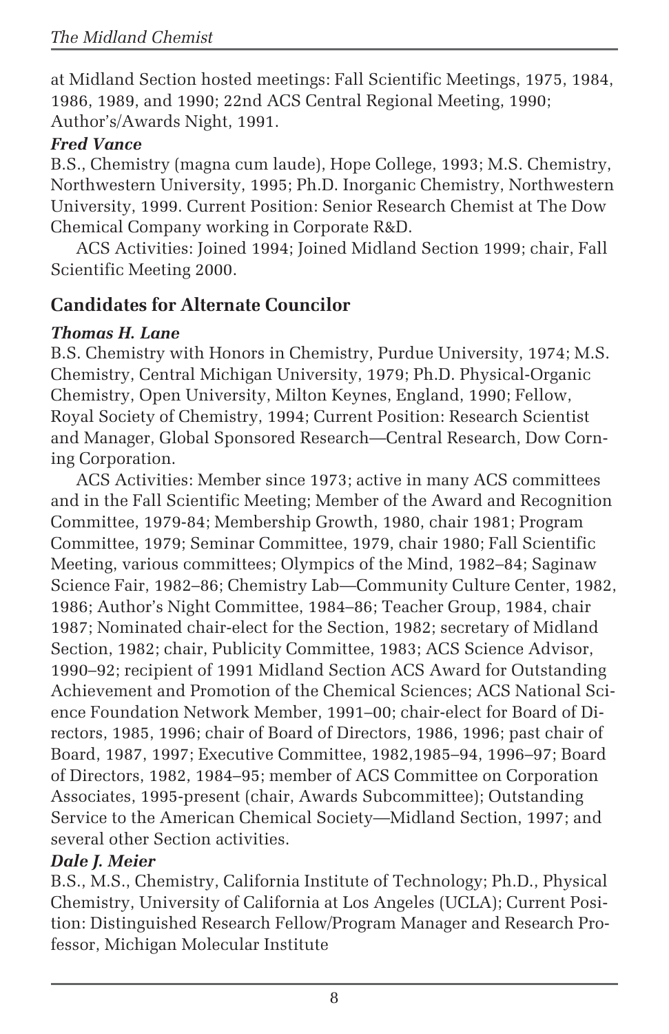at Midland Section hosted meetings: Fall Scientific Meetings, 1975, 1984, 1986, 1989, and 1990; 22nd ACS Central Regional Meeting, 1990; Author's/Awards Night, 1991.

***Fred Vance***

B.S., Chemistry (magna cum laude), Hope College, 1993; M.S. Chemistry, Northwestern University, 1995; Ph.D. Inorganic Chemistry, Northwestern University, 1999. Current Position: Senior Research Chemist at The Dow Chemical Company working in Corporate R&D.

ACS Activities: Joined 1994; Joined Midland Section 1999; chair, Fall Scientific Meeting 2000.

## Candidates for Alternate Councilor

***Thomas H. Lane***

B.S. Chemistry with Honors in Chemistry, Purdue University, 1974; M.S. Chemistry, Central Michigan University, 1979; Ph.D. Physical-Organic Chemistry, Open University, Milton Keynes, England, 1990; Fellow, Royal Society of Chemistry, 1994; Current Position: Research Scientist and Manager, Global Sponsored Research—Central Research, Dow Corning Corporation.

ACS Activities: Member since 1973; active in many ACS committees and in the Fall Scientific Meeting; Member of the Award and Recognition Committee, 1979-84; Membership Growth, 1980, chair 1981; Program Committee, 1979; Seminar Committee, 1979, chair 1980; Fall Scientific Meeting, various committees; Olympics of the Mind, 1982–84; Saginaw Science Fair, 1982–86; Chemistry Lab—Community Culture Center, 1982, 1986; Author's Night Committee, 1984–86; Teacher Group, 1984, chair 1987; Nominated chair-elect for the Section, 1982; secretary of Midland Section, 1982; chair, Publicity Committee, 1983; ACS Science Advisor, 1990–92; recipient of 1991 Midland Section ACS Award for Outstanding Achievement and Promotion of the Chemical Sciences; ACS National Science Foundation Network Member, 1991–00; chair-elect for Board of Directors, 1985, 1996; chair of Board of Directors, 1986, 1996; past chair of Board, 1987, 1997; Executive Committee, 1982,1985–94, 1996–97; Board of Directors, 1982, 1984–95; member of ACS Committee on Corporation Associates, 1995-present (chair, Awards Subcommittee); Outstanding Service to the American Chemical Society—Midland Section, 1997; and several other Section activities.

***Dale J. Meier***

B.S., M.S., Chemistry, California Institute of Technology; Ph.D., Physical Chemistry, University of California at Los Angeles (UCLA); Current Position: Distinguished Research Fellow/Program Manager and Research Professor, Michigan Molecular Institute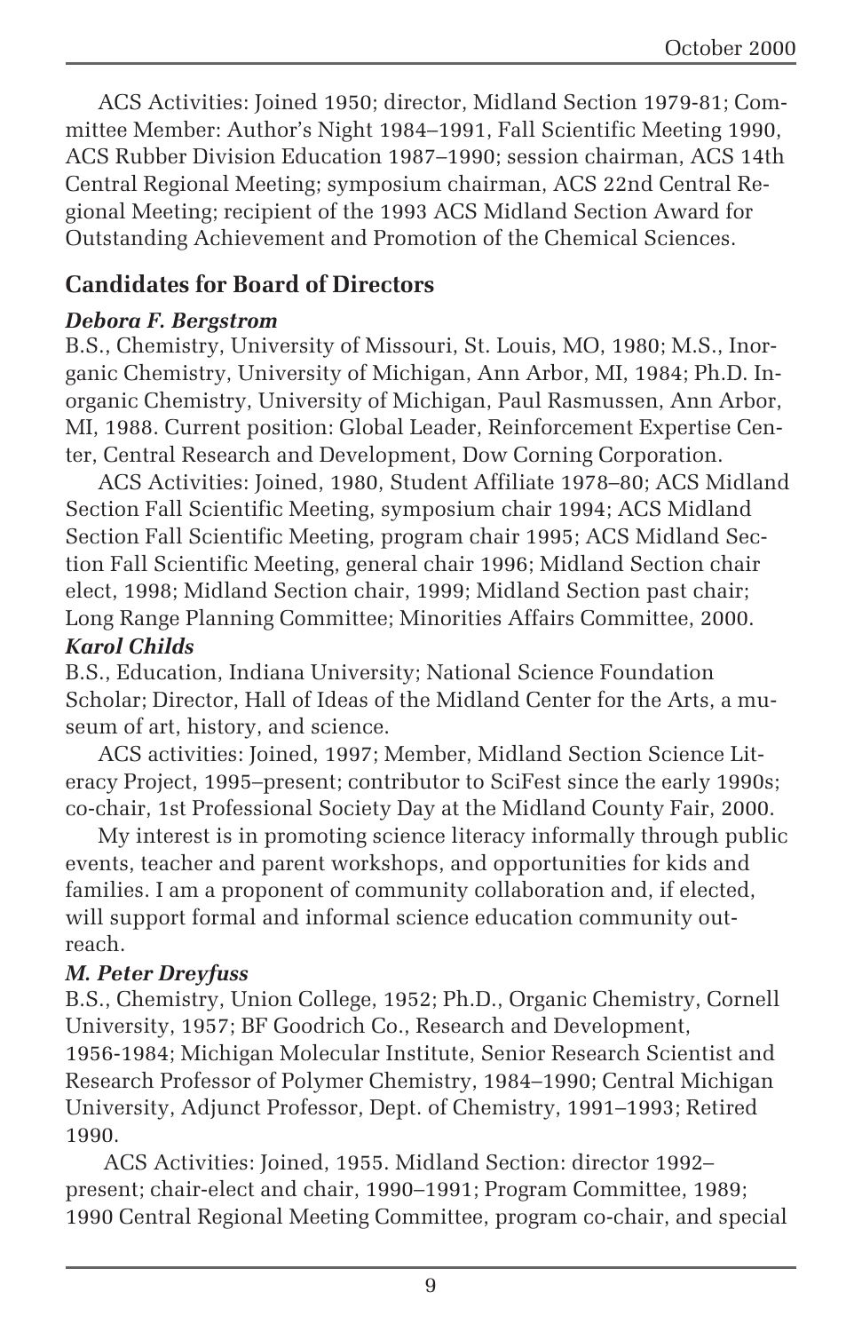ACS Activities: Joined 1950; director, Midland Section 1979-81; Committee Member: Author's Night 1984–1991, Fall Scientific Meeting 1990, ACS Rubber Division Education 1987–1990; session chairman, ACS 14th Central Regional Meeting; symposium chairman, ACS 22nd Central Regional Meeting; recipient of the 1993 ACS Midland Section Award for Outstanding Achievement and Promotion of the Chemical Sciences.

## Candidates for Board of Directors

***Debora F. Bergstrom***

B.S., Chemistry, University of Missouri, St. Louis, MO, 1980; M.S., Inorganic Chemistry, University of Michigan, Ann Arbor, MI, 1984; Ph.D. Inorganic Chemistry, University of Michigan, Paul Rasmussen, Ann Arbor, MI, 1988. Current position: Global Leader, Reinforcement Expertise Center, Central Research and Development, Dow Corning Corporation.

ACS Activities: Joined, 1980, Student Affiliate 1978–80; ACS Midland Section Fall Scientific Meeting, symposium chair 1994; ACS Midland Section Fall Scientific Meeting, program chair 1995; ACS Midland Section Fall Scientific Meeting, general chair 1996; Midland Section chair elect, 1998; Midland Section chair, 1999; Midland Section past chair; Long Range Planning Committee; Minorities Affairs Committee, 2000.

***Karol Childs***

B.S., Education, Indiana University; National Science Foundation Scholar; Director, Hall of Ideas of the Midland Center for the Arts, a museum of art, history, and science.

ACS activities: Joined, 1997; Member, Midland Section Science Literacy Project, 1995–present; contributor to SciFest since the early 1990s; co-chair, 1st Professional Society Day at the Midland County Fair, 2000.

My interest is in promoting science literacy informally through public events, teacher and parent workshops, and opportunities for kids and families. I am a proponent of community collaboration and, if elected, will support formal and informal science education community outreach.

***M. Peter Dreyfuss***

B.S., Chemistry, Union College, 1952; Ph.D., Organic Chemistry, Cornell University, 1957; BF Goodrich Co., Research and Development, 1956-1984; Michigan Molecular Institute, Senior Research Scientist and Research Professor of Polymer Chemistry, 1984–1990; Central Michigan University, Adjunct Professor, Dept. of Chemistry, 1991–1993; Retired 1990.

ACS Activities: Joined, 1955. Midland Section: director 1992–present; chair-elect and chair, 1990–1991; Program Committee, 1989; 1990 Central Regional Meeting Committee, program co-chair, and special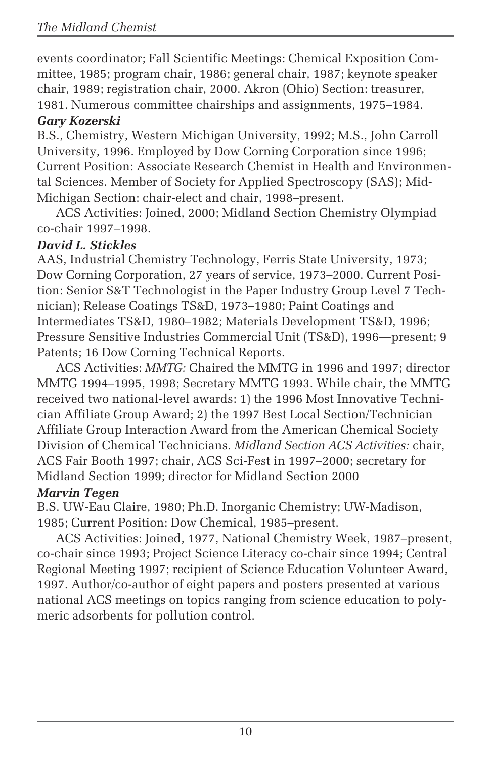events coordinator; Fall Scientific Meetings: Chemical Exposition Committee, 1985; program chair, 1986; general chair, 1987; keynote speaker chair, 1989; registration chair, 2000. Akron (Ohio) Section: treasurer, 1981. Numerous committee chairships and assignments, 1975–1984.

***Gary Kozerski***

B.S., Chemistry, Western Michigan University, 1992; M.S., John Carroll University, 1996. Employed by Dow Corning Corporation since 1996; Current Position: Associate Research Chemist in Health and Environmental Sciences. Member of Society for Applied Spectroscopy (SAS); Mid-Michigan Section: chair-elect and chair, 1998–present.

ACS Activities: Joined, 2000; Midland Section Chemistry Olympiad co-chair 1997–1998.

***David L. Stickles***

AAS, Industrial Chemistry Technology, Ferris State University, 1973; Dow Corning Corporation, 27 years of service, 1973–2000. Current Position: Senior S&T Technologist in the Paper Industry Group Level 7 Technician); Release Coatings TS&D, 1973–1980; Paint Coatings and Intermediates TS&D, 1980–1982; Materials Development TS&D, 1996; Pressure Sensitive Industries Commercial Unit (TS&D), 1996—present; 9 Patents; 16 Dow Corning Technical Reports.

ACS Activities: *MMTG:* Chaired the MMTG in 1996 and 1997; director MMTG 1994–1995, 1998; Secretary MMTG 1993. While chair, the MMTG received two national-level awards: 1) the 1996 Most Innovative Technician Affiliate Group Award; 2) the 1997 Best Local Section/Technician Affiliate Group Interaction Award from the American Chemical Society Division of Chemical Technicians. *Midland Section ACS Activities:* chair, ACS Fair Booth 1997; chair, ACS Sci-Fest in 1997–2000; secretary for Midland Section 1999; director for Midland Section 2000

***Marvin Tegen***

B.S. UW-Eau Claire, 1980; Ph.D. Inorganic Chemistry; UW-Madison, 1985; Current Position: Dow Chemical, 1985–present.

ACS Activities: Joined, 1977, National Chemistry Week, 1987–present, co-chair since 1993; Project Science Literacy co-chair since 1994; Central Regional Meeting 1997; recipient of Science Education Volunteer Award, 1997. Author/co-author of eight papers and posters presented at various national ACS meetings on topics ranging from science education to polymeric adsorbents for pollution control.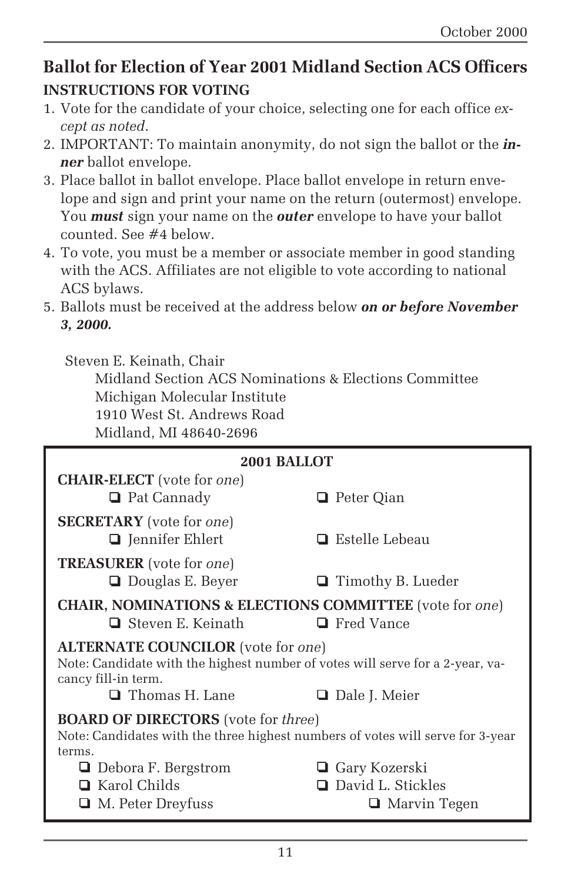## Ballot for Election of Year 2001 Midland Section ACS Officers

### INSTRUCTIONS FOR VOTING

1. Vote for the candidate of your choice, selecting one for each office *except as noted*.
2. IMPORTANT: To maintain anonymity, do not sign the ballot or the ***inner*** ballot envelope.
3. Place ballot in ballot envelope. Place ballot envelope in return envelope and sign and print your name on the return (outermost) envelope. You ***must*** sign your name on the ***outer*** envelope to have your ballot counted. See #4 below.
4. To vote, you must be a member or associate member in good standing with the ACS. Affiliates are not eligible to vote according to national ACS bylaws.
5. Ballots must be received at the address below ***on or before November 3, 2000.***

Steven E. Keinath, Chair
Midland Section ACS Nominations & Elections Committee
Michigan Molecular Institute
1910 West St. Andrews Road
Midland, MI 48640-2696

**2001 BALLOT**

**CHAIR-ELECT** (vote for *one*)

- ❑ Pat Cannady
- ❑ Peter Qian

**SECRETARY** (vote for *one*)

- ❑ Jennifer Ehlert
- ❑ Estelle Lebeau

**TREASURER** (vote for *one*)

- ❑ Douglas E. Beyer
- ❑ Timothy B. Lueder

**CHAIR, NOMINATIONS & ELECTIONS COMMITTEE** (vote for *one*)

- ❑ Steven E. Keinath
- ❑ Fred Vance

**ALTERNATE COUNCILOR** (vote for *one*)

Note: Candidate with the highest number of votes will serve for a 2-year, vacancy fill-in term.

- ❑ Thomas H. Lane
- ❑ Dale J. Meier

**BOARD OF DIRECTORS** (vote for *three*)

Note: Candidates with the three highest numbers of votes will serve for 3-year terms.

- ❑ Debora F. Bergstrom
- ❑ Karol Childs
- ❑ M. Peter Dreyfuss
- ❑ Gary Kozerski
- ❑ David L. Stickles
- ❑ Marvin Tegen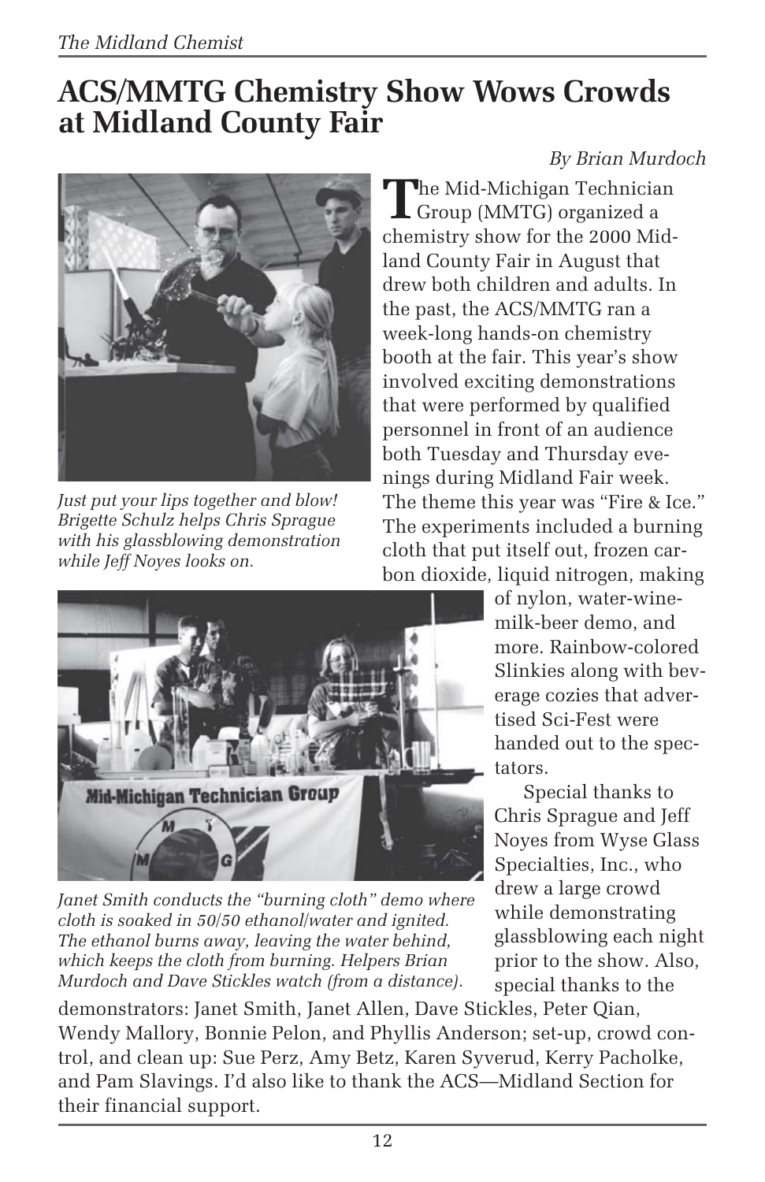# ACS/MMTG Chemistry Show Wows Crowds at Midland County Fair

*By Brian Murdoch*

*Just put your lips together and blow! Brigette Schulz helps Chris Sprague with his glassblowing demonstration while Jeff Noyes looks on.*

The Mid-Michigan Technician Group (MMTG) organized a chemistry show for the 2000 Midland County Fair in August that drew both children and adults. In the past, the ACS/MMTG ran a week-long hands-on chemistry booth at the fair. This year's show involved exciting demonstrations that were performed by qualified personnel in front of an audience both Tuesday and Thursday evenings during Midland Fair week. The theme this year was "Fire & Ice." The experiments included a burning cloth that put itself out, frozen carbon dioxide, liquid nitrogen, making of nylon, water-wine-milk-beer demo, and more. Rainbow-colored Slinkies along with beverage cozies that advertised Sci-Fest were handed out to the spectators.

*Janet Smith conducts the "burning cloth" demo where cloth is soaked in 50/50 ethanol/water and ignited. The ethanol burns away, leaving the water behind, which keeps the cloth from burning. Helpers Brian Murdoch and Dave Stickles watch (from a distance).*

Special thanks to Chris Sprague and Jeff Noyes from Wyse Glass Specialties, Inc., who drew a large crowd while demonstrating glassblowing each night prior to the show. Also, special thanks to the demonstrators: Janet Smith, Janet Allen, Dave Stickles, Peter Qian, Wendy Mallory, Bonnie Pelon, and Phyllis Anderson; set-up, crowd control, and clean up: Sue Perz, Amy Betz, Karen Syverud, Kerry Pacholke, and Pam Slavings. I'd also like to thank the ACS—Midland Section for their financial support.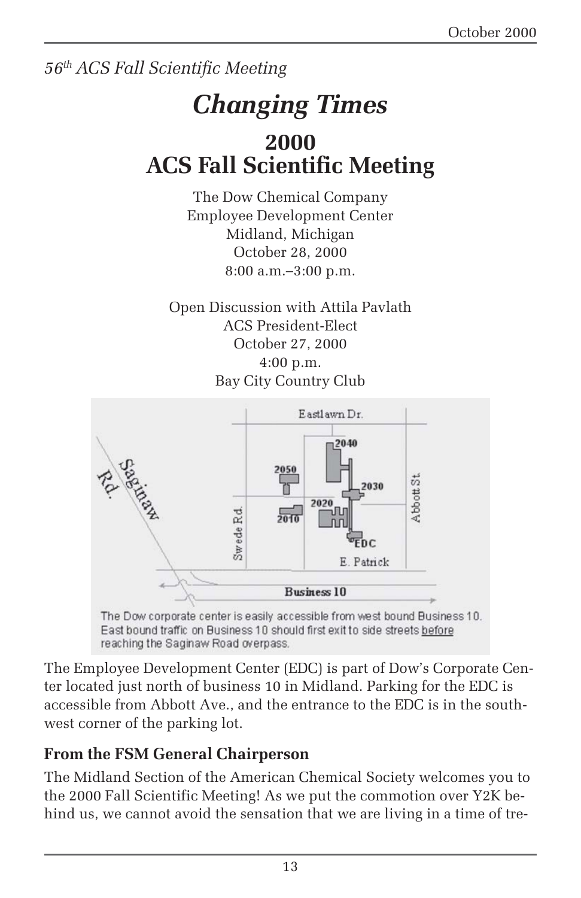*56th ACS Fall Scientific Meeting*

# *Changing Times*

## 2000
## ACS Fall Scientific Meeting

The Dow Chemical Company
Employee Development Center
Midland, Michigan
October 28, 2000
8:00 a.m.–3:00 p.m.

Open Discussion with Attila Pavlath
ACS President-Elect
October 27, 2000
4:00 p.m.
Bay City Country Club

The Dow corporate center is easily accessible from west bound Business 10. East bound traffic on Business 10 should first exit to side streets before reaching the Saginaw Road overpass.

The Employee Development Center (EDC) is part of Dow's Corporate Center located just north of business 10 in Midland. Parking for the EDC is accessible from Abbott Ave., and the entrance to the EDC is in the southwest corner of the parking lot.

### From the FSM General Chairperson

The Midland Section of the American Chemical Society welcomes you to the 2000 Fall Scientific Meeting! As we put the commotion over Y2K behind us, we cannot avoid the sensation that we are living in a time of tre-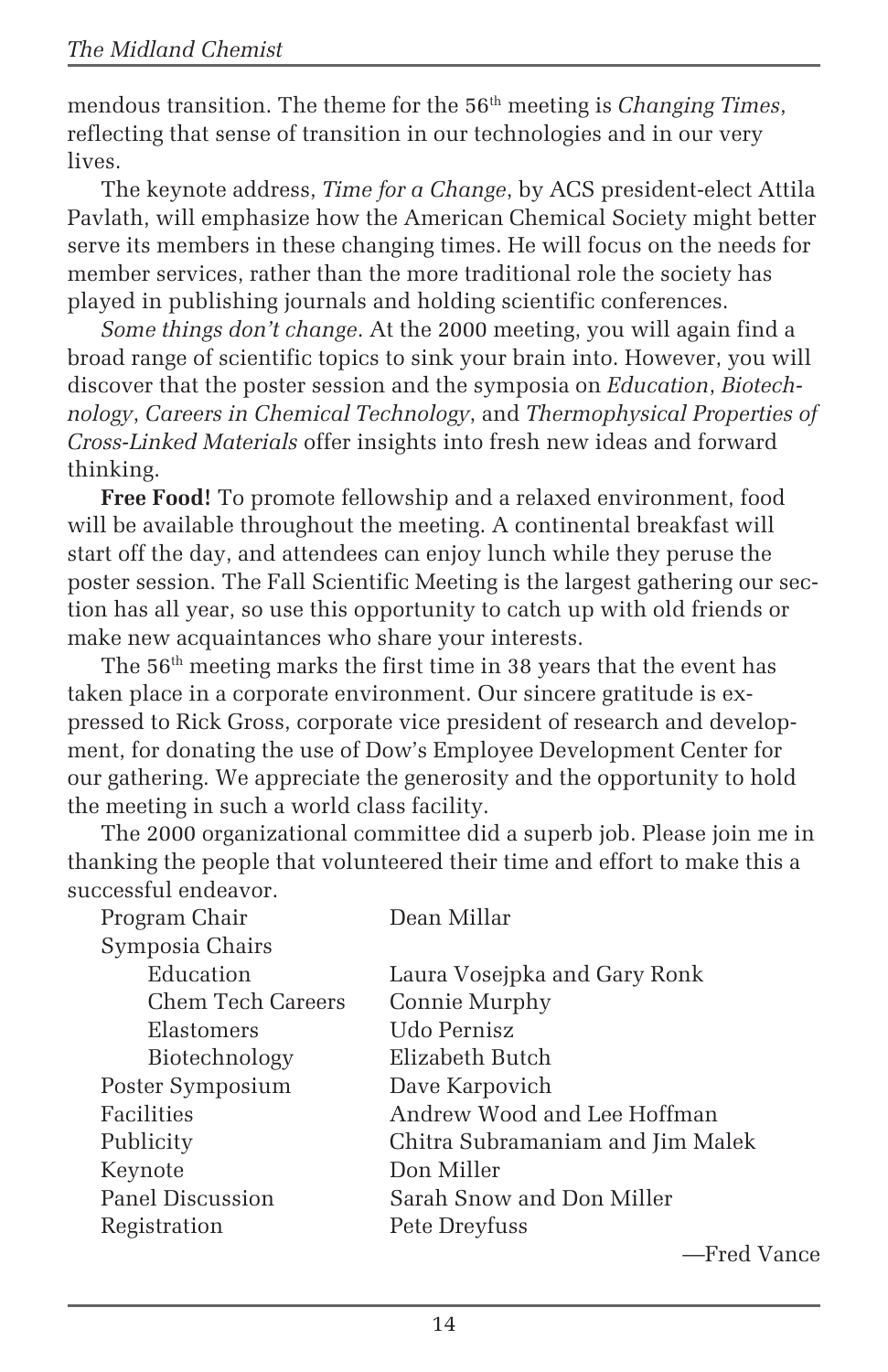mendous transition. The theme for the 56th meeting is *Changing Times*, reflecting that sense of transition in our technologies and in our very lives.

The keynote address, *Time for a Change*, by ACS president-elect Attila Pavlath, will emphasize how the American Chemical Society might better serve its members in these changing times. He will focus on the needs for member services, rather than the more traditional role the society has played in publishing journals and holding scientific conferences.

*Some things don't change*. At the 2000 meeting, you will again find a broad range of scientific topics to sink your brain into. However, you will discover that the poster session and the symposia on *Education*, *Biotechnology*, *Careers in Chemical Technology*, and *Thermophysical Properties of Cross-Linked Materials* offer insights into fresh new ideas and forward thinking.

**Free Food!** To promote fellowship and a relaxed environment, food will be available throughout the meeting. A continental breakfast will start off the day, and attendees can enjoy lunch while they peruse the poster session. The Fall Scientific Meeting is the largest gathering our section has all year, so use this opportunity to catch up with old friends or make new acquaintances who share your interests.

The 56th meeting marks the first time in 38 years that the event has taken place in a corporate environment. Our sincere gratitude is expressed to Rick Gross, corporate vice president of research and development, for donating the use of Dow's Employee Development Center for our gathering. We appreciate the generosity and the opportunity to hold the meeting in such a world class facility.

The 2000 organizational committee did a superb job. Please join me in thanking the people that volunteered their time and effort to make this a successful endeavor.

| | |
|---|---|
| Program Chair | Dean Millar |
| Symposia Chairs | |
| Education | Laura Vosejpka and Gary Ronk |
| Chem Tech Careers | Connie Murphy |
| Elastomers | Udo Pernisz |
| Biotechnology | Elizabeth Butch |
| Poster Symposium | Dave Karpovich |
| Facilities | Andrew Wood and Lee Hoffman |
| Publicity | Chitra Subramaniam and Jim Malek |
| Keynote | Don Miller |
| Panel Discussion | Sarah Snow and Don Miller |
| Registration | Pete Dreyfuss |

—Fred Vance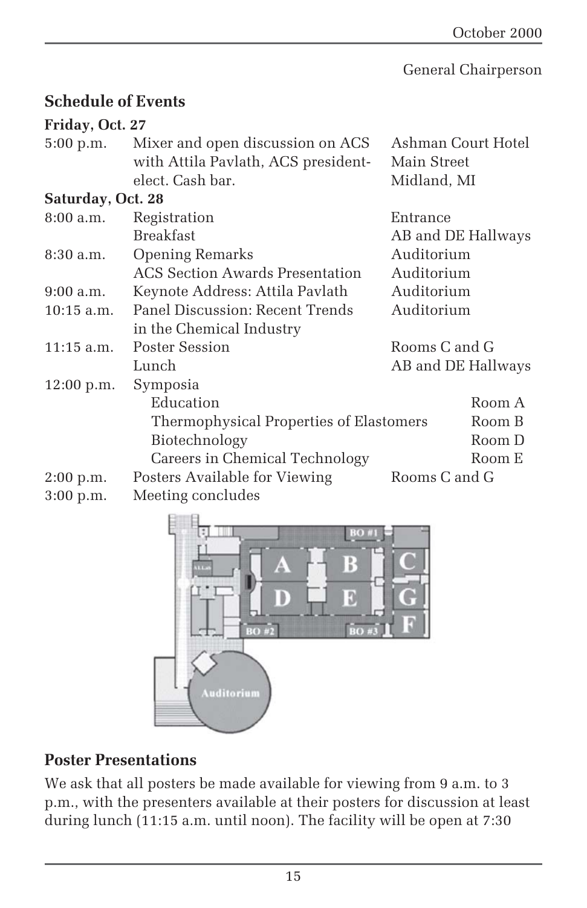General Chairperson

## Schedule of Events

| | | |
|---|---|---|
| **Friday, Oct. 27** | | |
| 5:00 p.m. | Mixer and open discussion on ACS with Attila Pavlath, ACS president-elect. Cash bar. | Ashman Court Hotel Main Street Midland, MI |
| **Saturday, Oct. 28** | | |
| 8:00 a.m. | Registration | Entrance |
| | Breakfast | AB and DE Hallways |
| 8:30 a.m. | Opening Remarks | Auditorium |
| | ACS Section Awards Presentation | Auditorium |
| 9:00 a.m. | Keynote Address: Attila Pavlath | Auditorium |
| 10:15 a.m. | Panel Discussion: Recent Trends in the Chemical Industry | Auditorium |
| 11:15 a.m. | Poster Session | Rooms C and G |
| | Lunch | AB and DE Hallways |
| 12:00 p.m. | Symposia | |
| | Education | Room A |
| | Thermophysical Properties of Elastomers | Room B |
| | Biotechnology | Room D |
| | Careers in Chemical Technology | Room E |
| 2:00 p.m. | Posters Available for Viewing | Rooms C and G |
| 3:00 p.m. | Meeting concludes | |

## Poster Presentations

We ask that all posters be made available for viewing from 9 a.m. to 3 p.m., with the presenters available at their posters for discussion at least during lunch (11:15 a.m. until noon). The facility will be open at 7:30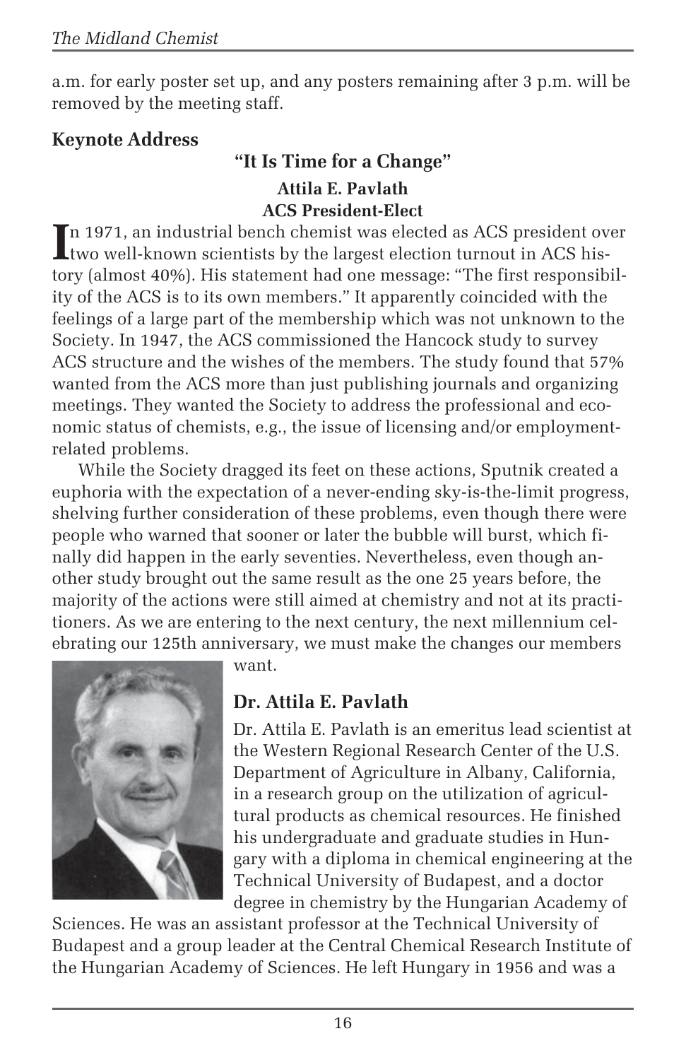a.m. for early poster set up, and any posters remaining after 3 p.m. will be removed by the meeting staff.

## Keynote Address

### "It Is Time for a Change"

**Attila E. Pavlath**
**ACS President-Elect**

In 1971, an industrial bench chemist was elected as ACS president over two well-known scientists by the largest election turnout in ACS history (almost 40%). His statement had one message: "The first responsibility of the ACS is to its own members." It apparently coincided with the feelings of a large part of the membership which was not unknown to the Society. In 1947, the ACS commissioned the Hancock study to survey ACS structure and the wishes of the members. The study found that 57% wanted from the ACS more than just publishing journals and organizing meetings. They wanted the Society to address the professional and economic status of chemists, e.g., the issue of licensing and/or employment-related problems.

While the Society dragged its feet on these actions, Sputnik created a euphoria with the expectation of a never-ending sky-is-the-limit progress, shelving further consideration of these problems, even though there were people who warned that sooner or later the bubble will burst, which finally did happen in the early seventies. Nevertheless, even though another study brought out the same result as the one 25 years before, the majority of the actions were still aimed at chemistry and not at its practitioners. As we are entering to the next century, the next millennium celebrating our 125th anniversary, we must make the changes our members want.

### Dr. Attila E. Pavlath

Dr. Attila E. Pavlath is an emeritus lead scientist at the Western Regional Research Center of the U.S. Department of Agriculture in Albany, California, in a research group on the utilization of agricultural products as chemical resources. He finished his undergraduate and graduate studies in Hungary with a diploma in chemical engineering at the Technical University of Budapest, and a doctor degree in chemistry by the Hungarian Academy of Sciences. He was an assistant professor at the Technical University of Budapest and a group leader at the Central Chemical Research Institute of the Hungarian Academy of Sciences. He left Hungary in 1956 and was a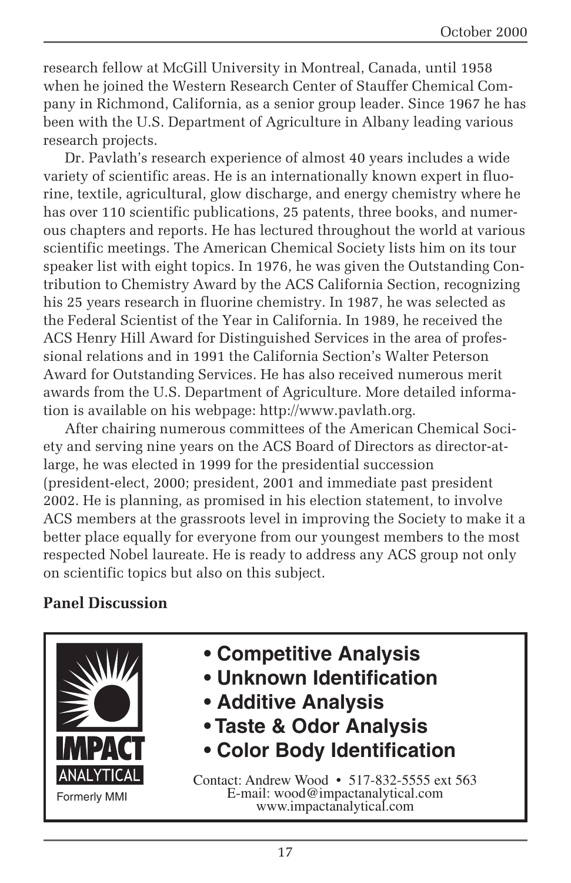research fellow at McGill University in Montreal, Canada, until 1958 when he joined the Western Research Center of Stauffer Chemical Company in Richmond, California, as a senior group leader. Since 1967 he has been with the U.S. Department of Agriculture in Albany leading various research projects.

Dr. Pavlath's research experience of almost 40 years includes a wide variety of scientific areas. He is an internationally known expert in fluorine, textile, agricultural, glow discharge, and energy chemistry where he has over 110 scientific publications, 25 patents, three books, and numerous chapters and reports. He has lectured throughout the world at various scientific meetings. The American Chemical Society lists him on its tour speaker list with eight topics. In 1976, he was given the Outstanding Contribution to Chemistry Award by the ACS California Section, recognizing his 25 years research in fluorine chemistry. In 1987, he was selected as the Federal Scientist of the Year in California. In 1989, he received the ACS Henry Hill Award for Distinguished Services in the area of professional relations and in 1991 the California Section's Walter Peterson Award for Outstanding Services. He has also received numerous merit awards from the U.S. Department of Agriculture. More detailed information is available on his webpage: http://www.pavlath.org.

After chairing numerous committees of the American Chemical Society and serving nine years on the ACS Board of Directors as director-at-large, he was elected in 1999 for the presidential succession (president-elect, 2000; president, 2001 and immediate past president 2002. He is planning, as promised in his election statement, to involve ACS members at the grassroots level in improving the Society to make it a better place equally for everyone from our youngest members to the most respected Nobel laureate. He is ready to address any ACS group not only on scientific topics but also on this subject.

**Panel Discussion**

**IMPACT ANALYTICAL**

Formerly MMI

- **Competitive Analysis**
- **Unknown Identification**
- **Additive Analysis**
- **Taste & Odor Analysis**
- **Color Body Identification**

Contact: Andrew Wood • 517-832-5555 ext 563
E-mail: wood@impactanalytical.com
www.impactanalytical.com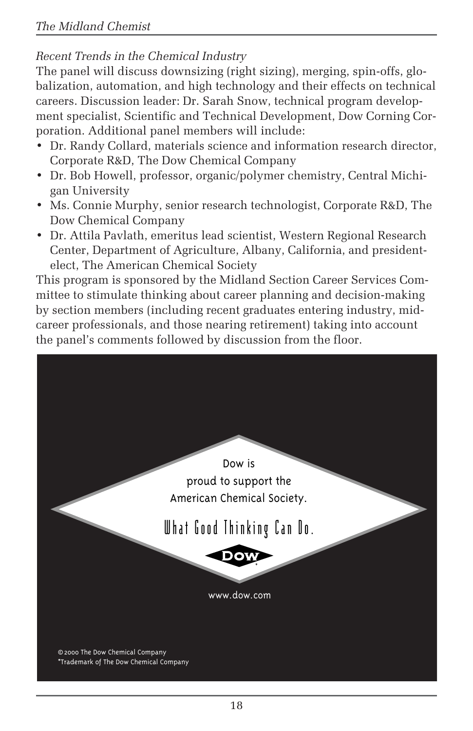*Recent Trends in the Chemical Industry*

The panel will discuss downsizing (right sizing), merging, spin-offs, globalization, automation, and high technology and their effects on technical careers. Discussion leader: Dr. Sarah Snow, technical program development specialist, Scientific and Technical Development, Dow Corning Corporation. Additional panel members will include:

- Dr. Randy Collard, materials science and information research director, Corporate R&D, The Dow Chemical Company
- Dr. Bob Howell, professor, organic/polymer chemistry, Central Michigan University
- Ms. Connie Murphy, senior research technologist, Corporate R&D, The Dow Chemical Company
- Dr. Attila Pavlath, emeritus lead scientist, Western Regional Research Center, Department of Agriculture, Albany, California, and president-elect, The American Chemical Society

This program is sponsored by the Midland Section Career Services Committee to stimulate thinking about career planning and decision-making by section members (including recent graduates entering industry, mid-career professionals, and those nearing retirement) taking into account the panel's comments followed by discussion from the floor.

Dow is proud to support the American Chemical Society.

What Good Thinking Can Do.

DOW*

www.dow.com

© 2000 The Dow Chemical Company
*Trademark of The Dow Chemical Company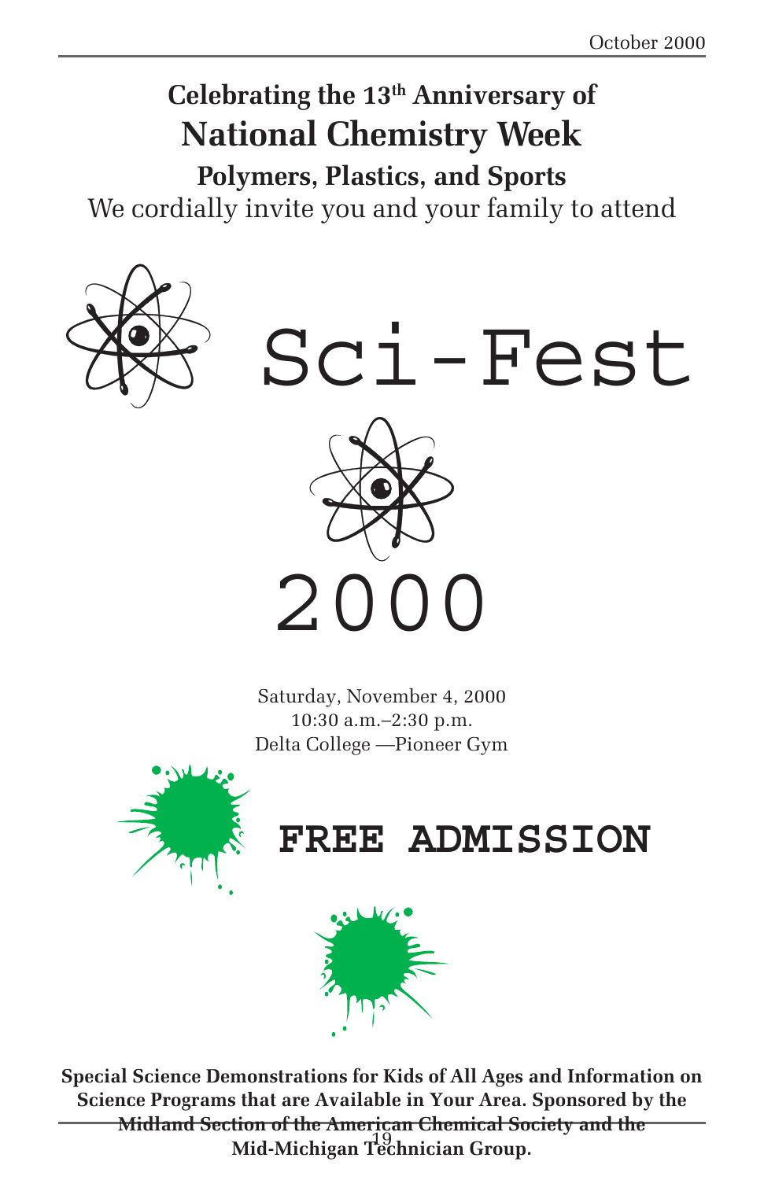**Celebrating the 13th Anniversary of**

# National Chemistry Week

## Polymers, Plastics, and Sports

We cordially invite you and your family to attend

# Sci-Fest 2000

Saturday, November 4, 2000
10:30 a.m.–2:30 p.m.
Delta College —Pioneer Gym

## FREE ADMISSION

**Special Science Demonstrations for Kids of All Ages and Information on Science Programs that are Available in Your Area. Sponsored by the Midland Section of the American Chemical Society and the Mid-Michigan Technician Group.**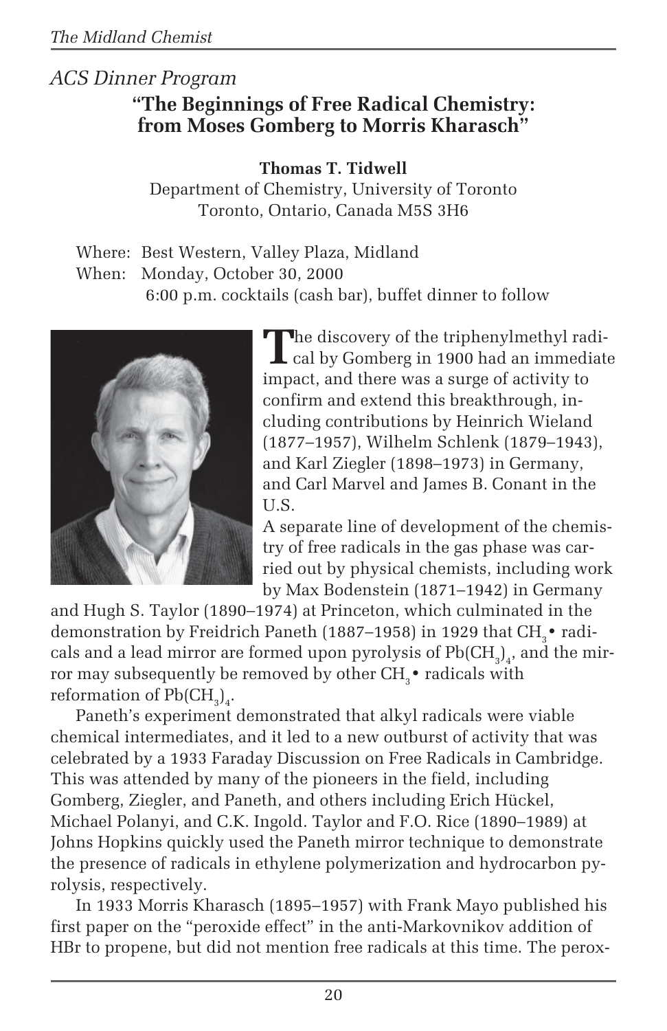*ACS Dinner Program*

## “The Beginnings of Free Radical Chemistry: from Moses Gomberg to Morris Kharasch”

**Thomas T. Tidwell**
Department of Chemistry, University of Toronto
Toronto, Ontario, Canada M5S 3H6

Where: Best Western, Valley Plaza, Midland
When: Monday, October 30, 2000
6:00 p.m. cocktails (cash bar), buffet dinner to follow

The discovery of the triphenylmethyl radical by Gomberg in 1900 had an immediate impact, and there was a surge of activity to confirm and extend this breakthrough, including contributions by Heinrich Wieland (1877–1957), Wilhelm Schlenk (1879–1943), and Karl Ziegler (1898–1973) in Germany, and Carl Marvel and James B. Conant in the U.S.

A separate line of development of the chemistry of free radicals in the gas phase was carried out by physical chemists, including work by Max Bodenstein (1871–1942) in Germany and Hugh S. Taylor (1890–1974) at Princeton, which culminated in the demonstration by Freidrich Paneth (1887–1958) in 1929 that $CH_3$• radicals and a lead mirror are formed upon pyrolysis of $Pb(CH_3)_4$, and the mirror may subsequently be removed by other $CH_3$• radicals with reformation of $Pb(CH_3)_4$.

Paneth’s experiment demonstrated that alkyl radicals were viable chemical intermediates, and it led to a new outburst of activity that was celebrated by a 1933 Faraday Discussion on Free Radicals in Cambridge. This was attended by many of the pioneers in the field, including Gomberg, Ziegler, and Paneth, and others including Erich Hückel, Michael Polanyi, and C.K. Ingold. Taylor and F.O. Rice (1890–1989) at Johns Hopkins quickly used the Paneth mirror technique to demonstrate the presence of radicals in ethylene polymerization and hydrocarbon pyrolysis, respectively.

In 1933 Morris Kharasch (1895–1957) with Frank Mayo published his first paper on the “peroxide effect” in the anti-Markovnikov addition of HBr to propene, but did not mention free radicals at this time. The perox-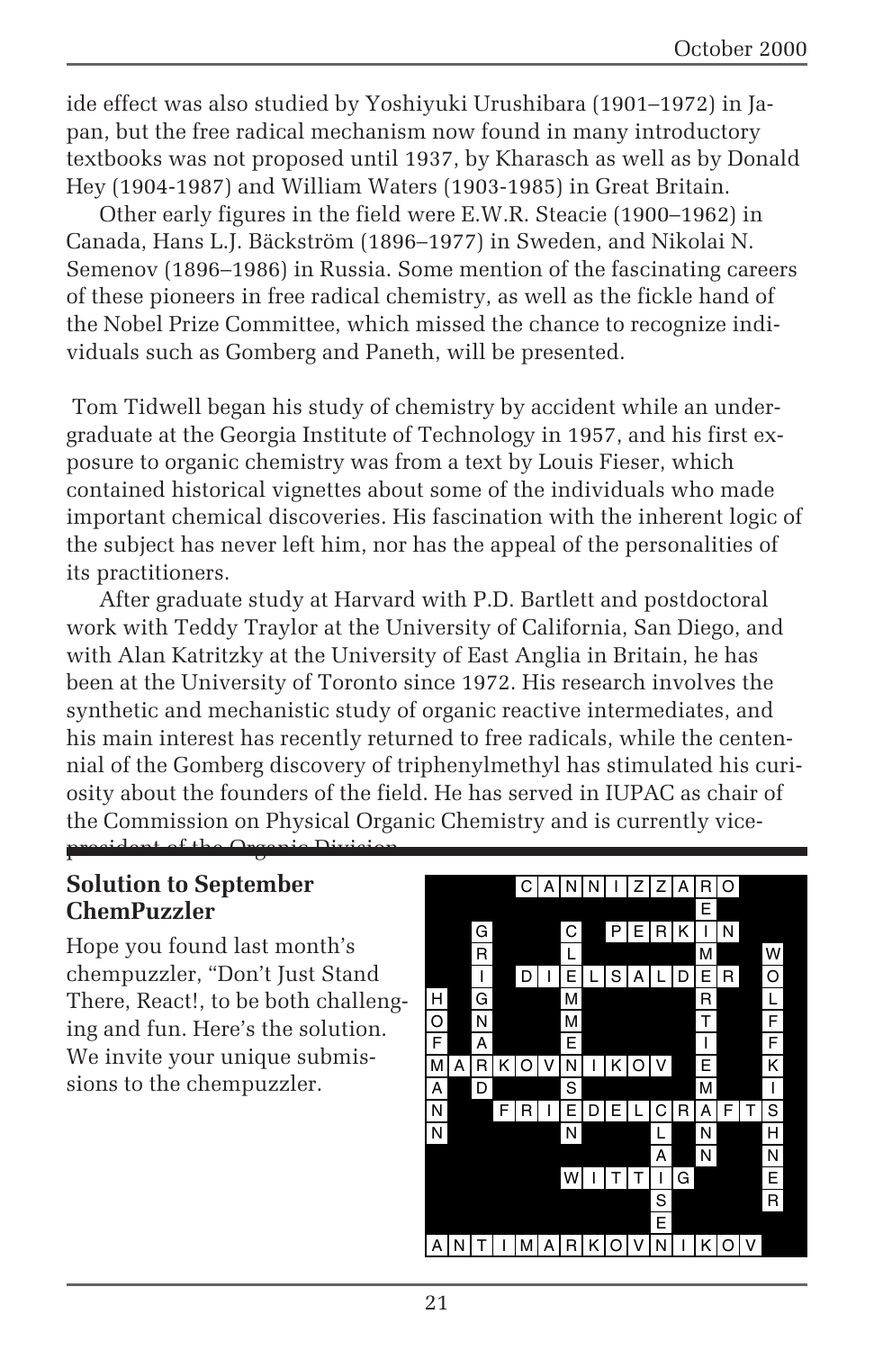ide effect was also studied by Yoshiyuki Urushibara (1901–1972) in Japan, but the free radical mechanism now found in many introductory textbooks was not proposed until 1937, by Kharasch as well as by Donald Hey (1904-1987) and William Waters (1903-1985) in Great Britain.

Other early figures in the field were E.W.R. Steacie (1900–1962) in Canada, Hans L.J. Bäckström (1896–1977) in Sweden, and Nikolai N. Semenov (1896–1986) in Russia. Some mention of the fascinating careers of these pioneers in free radical chemistry, as well as the fickle hand of the Nobel Prize Committee, which missed the chance to recognize individuals such as Gomberg and Paneth, will be presented.

Tom Tidwell began his study of chemistry by accident while an undergraduate at the Georgia Institute of Technology in 1957, and his first exposure to organic chemistry was from a text by Louis Fieser, which contained historical vignettes about some of the individuals who made important chemical discoveries. His fascination with the inherent logic of the subject has never left him, nor has the appeal of the personalities of its practitioners.

After graduate study at Harvard with P.D. Bartlett and postdoctoral work with Teddy Traylor at the University of California, San Diego, and with Alan Katritzky at the University of East Anglia in Britain, he has been at the University of Toronto since 1972. His research involves the synthetic and mechanistic study of organic reactive intermediates, and his main interest has recently returned to free radicals, while the centennial of the Gomberg discovery of triphenylmethyl has stimulated his curiosity about the founders of the field. He has served in IUPAC as chair of the Commission on Physical Organic Chemistry and is currently vice-president of the Organic Division.

## Solution to September ChemPuzzler

Hope you found last month's chempuzzler, "Don't Just Stand There, React!, to be both challenging and fun. Here's the solution. We invite your unique submissions to the chempuzzler.

| | | | | | | | | | | | | | | | |
|---|---|---|---|---|---|---|---|---|---|---|---|---|---|---|---|
| | | | | C | A | N | N | I | Z | Z | A | R | O | | |
| | | | | | | | | | | | | E | | | |
| | | G | | | | C | | P | E | R | K | I | N | | |
| | | R | | | | L | | | | | | M | | | W |
| | | I | | D | I | E | L | S | A | L | D | E | R | | O |
| H | | G | | | | M | | | | | | R | | | L |
| O | | N | | | | M | | | | | | T | | | F |
| F | | A | | | | E | | | | | | I | | | F |
| M | A | R | K | O | V | N | I | K | O | V | | E | | | K |
| A | | D | | | | S | | | | | | M | | | I |
| N | | | F | R | I | E | D | E | L | C | R | A | F | T | S |
| N | | | | | | N | | | | L | | N | | | H |
| | | | | | | | | | | A | | N | | | N |
| | | | | | | W | I | T | T | I | G | | | | E |
| | | | | | | | | | | S | | | | | R |
| | | | | | | | | | | E | | | | | |
| A | N | T | I | M | A | R | K | O | V | N | I | K | O | V | |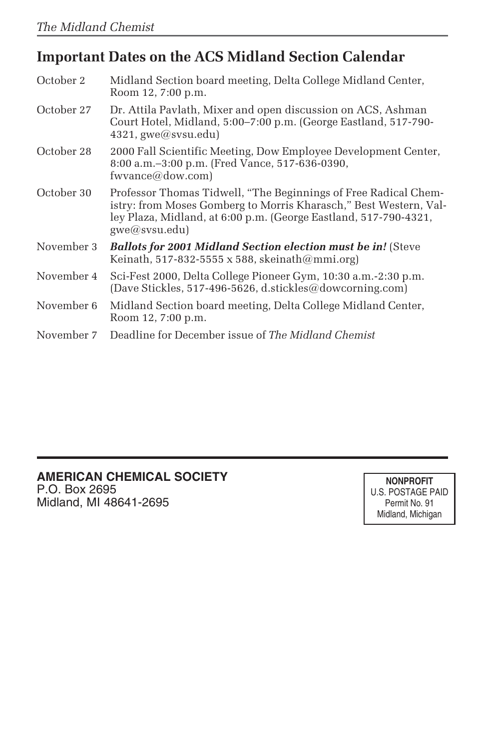## Important Dates on the ACS Midland Section Calendar

| | |
|---|---|
| October 2 | Midland Section board meeting, Delta College Midland Center, Room 12, 7:00 p.m. |
| October 27 | Dr. Attila Pavlath, Mixer and open discussion on ACS, Ashman Court Hotel, Midland, 5:00–7:00 p.m. (George Eastland, 517-790-4321, gwe@svsu.edu) |
| October 28 | 2000 Fall Scientific Meeting, Dow Employee Development Center, 8:00 a.m.–3:00 p.m. (Fred Vance, 517-636-0390, fwvance@dow.com) |
| October 30 | Professor Thomas Tidwell, "The Beginnings of Free Radical Chemistry: from Moses Gomberg to Morris Kharasch," Best Western, Valley Plaza, Midland, at 6:00 p.m. (George Eastland, 517-790-4321, gwe@svsu.edu) |
| November 3 | ***Ballots for 2001 Midland Section election must be in!*** (Steve Keinath, 517-832-5555 x 588, skeinath@mmi.org) |
| November 4 | Sci-Fest 2000, Delta College Pioneer Gym, 10:30 a.m.-2:30 p.m. (Dave Stickles, 517-496-5626, d.stickles@dowcorning.com) |
| November 6 | Midland Section board meeting, Delta College Midland Center, Room 12, 7:00 p.m. |
| November 7 | Deadline for December issue of *The Midland Chemist* |

---

**AMERICAN CHEMICAL SOCIETY**
P.O. Box 2695
Midland, MI 48641-2695

**NONPROFIT**
U.S. POSTAGE PAID
Permit No. 91
Midland, Michigan